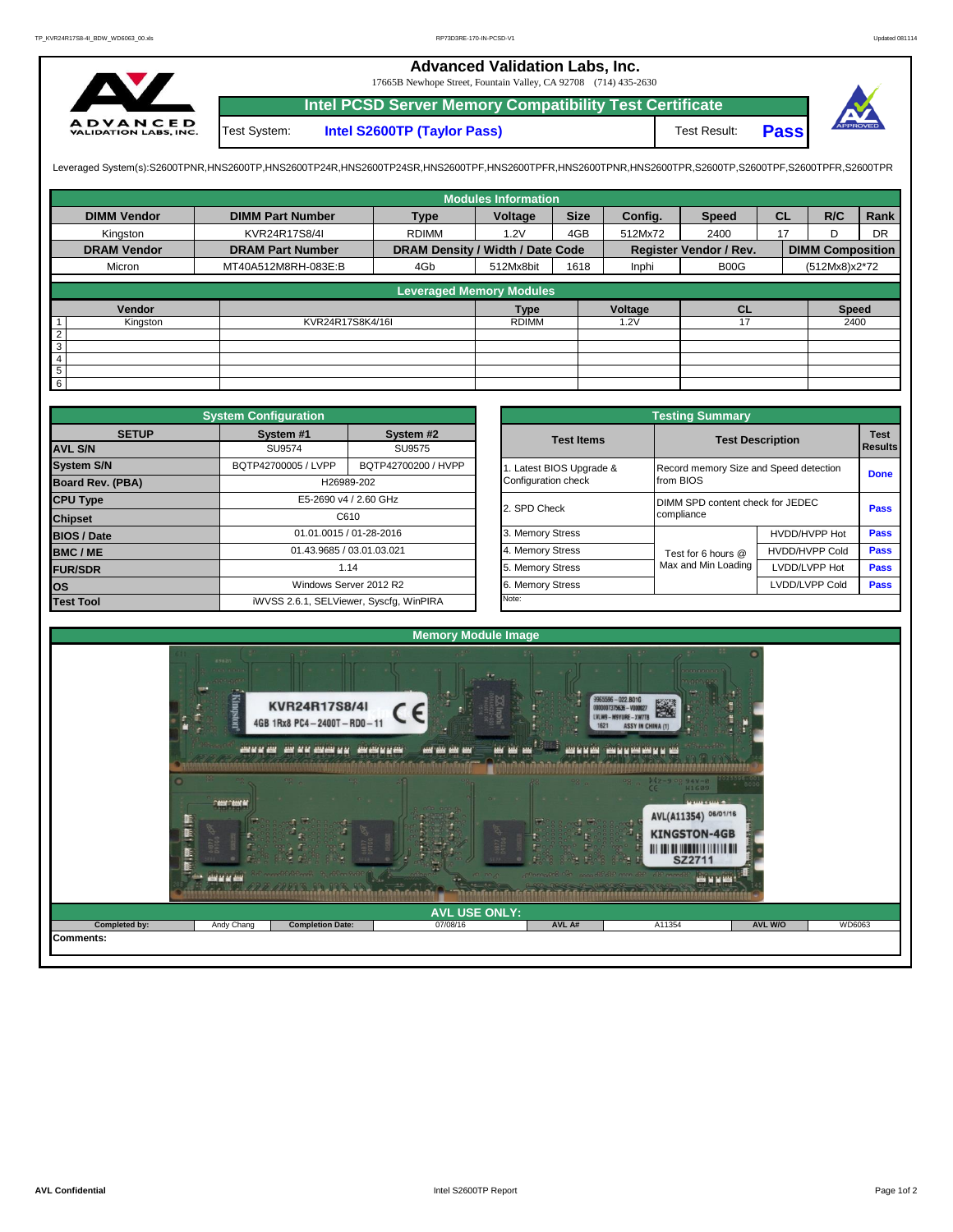# Advanced Validation Labs, Inc.

17665B Newhope Street, Fountain Valley, CA 92708 (714) 435-2630

## Intel PCSD Server Memory Compatibility Test Certificate

Test System: **Intel S2600TP (Taylor Pass)** Test Result: **Pass**

Leveraged System(s):S2600TPNR,HNS2600TP,HNS2600TP24R,HNS2600TP24SR,HNS2600TPF,HNS2600TPFR,HNS2600TPNR,HNS2600TPR,S2600TP,S2600TPF,S2600TPFR,S2600TPR

### Modules Information

| DIMM Vendor | DIMM Part Number | Type | Voltage | Size | Config. | Speed | CL | R/C | Rank |
|---|---|---|---|---|---|---|---|---|---|
| Kingston | KVR24R17S8/4I | RDIMM | 1.2V | 4GB | 512Mx72 | 2400 | 17 | D | DR |
| **DRAM Vendor** | **DRAM Part Number** | **DRAM Density / Width / Date Code** | | | **Register Vendor / Rev.** | | **DIMM Composition** | | |
| Micron | MT40A512M8RH-083E:B | 4Gb | 512Mx8bit | 1618 | Inphi | B00G | (512Mx8)x2*72 | | |

### Leveraged Memory Modules

| | Vendor | | Type | Voltage | CL | Speed |
|---|---|---|---|---|---|---|
| 1 | Kingston | KVR24R17S8K4/16I | RDIMM | 1.2V | 17 | 2400 |
| 2 | | | | | | |
| 3 | | | | | | |
| 4 | | | | | | |
| 5 | | | | | | |
| 6 | | | | | | |

### System Configuration

| SETUP | System #1 | System #2 |
|---|---|---|
| AVL S/N | SU9574 | SU9575 |
| System S/N | BQTP42700005 / LVPP | BQTP42700200 / HVPP |
| Board Rev. (PBA) | H26989-202 | |
| CPU Type | E5-2690 v4 / 2.60 GHz | |
| Chipset | C610 | |
| BIOS / Date | 01.01.0015 / 01-28-2016 | |
| BMC / ME | 01.43.9685 / 03.01.03.021 | |
| FUR/SDR | 1.14 | |
| OS | Windows Server 2012 R2 | |
| Test Tool | iWVSS 2.6.1, SELViewer, Syscfg, WinPIRA | |

### Testing Summary

| Test Items | Test Description | | Test Results |
|---|---|---|---|
| 1. Latest BIOS Upgrade & Configuration check | Record memory Size and Speed detection from BIOS | | Done |
| 2. SPD Check | DIMM SPD content check for JEDEC compliance | | Pass |
| 3. Memory Stress | Test for 6 hours @ Max and Min Loading | HVDD/HVPP Hot | Pass |
| 4. Memory Stress | | HVDD/HVPP Cold | Pass |
| 5. Memory Stress | | LVDD/LVPP Hot | Pass |
| 6. Memory Stress | | LVDD/LVPP Cold | Pass |
| Note: | | | |

### Memory Module Image

### AVL USE ONLY:

| Completed by: | Andy Chang | Completion Date: | 07/08/16 | AVL A# | A11354 | AVL W/O | WD6063 |
|---|---|---|---|---|---|---|---|

**Comments:**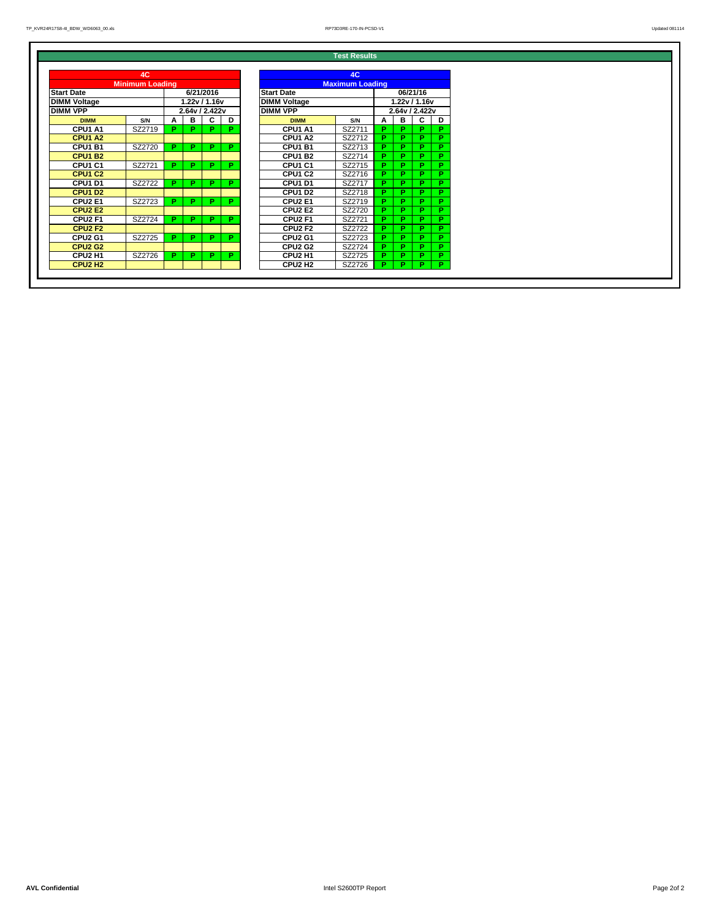## Test Results

| 4C Minimum Loading | | | | | |
|---|---|---|---|---|---|
| Start Date | | 6/21/2016 | | | |
| DIMM Voltage | | 1.22v / 1.16v | | | |
| DIMM VPP | | 2.64v / 2.422v | | | |
| DIMM | S/N | A | B | C | D |
| CPU1 A1 | SZ2719 | P | P | P | P |
| CPU1 A2 | | | | | |
| CPU1 B1 | SZ2720 | P | P | P | P |
| CPU1 B2 | | | | | |
| CPU1 C1 | SZ2721 | P | P | P | P |
| CPU1 C2 | | | | | |
| CPU1 D1 | SZ2722 | P | P | P | P |
| CPU1 D2 | | | | | |
| CPU2 E1 | SZ2723 | P | P | P | P |
| CPU2 E2 | | | | | |
| CPU2 F1 | SZ2724 | P | P | P | P |
| CPU2 F2 | | | | | |
| CPU2 G1 | SZ2725 | P | P | P | P |
| CPU2 G2 | | | | | |
| CPU2 H1 | SZ2726 | P | P | P | P |
| CPU2 H2 | | | | | |

| 4C Maximum Loading | | | | | |
|---|---|---|---|---|---|
| Start Date | | 06/21/16 | | | |
| DIMM Voltage | | 1.22v / 1.16v | | | |
| DIMM VPP | | 2.64v / 2.422v | | | |
| DIMM | S/N | A | B | C | D |
| CPU1 A1 | SZ2711 | P | P | P | P |
| CPU1 A2 | SZ2712 | P | P | P | P |
| CPU1 B1 | SZ2713 | P | P | P | P |
| CPU1 B2 | SZ2714 | P | P | P | P |
| CPU1 C1 | SZ2715 | P | P | P | P |
| CPU1 C2 | SZ2716 | P | P | P | P |
| CPU1 D1 | SZ2717 | P | P | P | P |
| CPU1 D2 | SZ2718 | P | P | P | P |
| CPU2 E1 | SZ2719 | P | P | P | P |
| CPU2 E2 | SZ2720 | P | P | P | P |
| CPU2 F1 | SZ2721 | P | P | P | P |
| CPU2 F2 | SZ2722 | P | P | P | P |
| CPU2 G1 | SZ2723 | P | P | P | P |
| CPU2 G2 | SZ2724 | P | P | P | P |
| CPU2 H1 | SZ2725 | P | P | P | P |
| CPU2 H2 | SZ2726 | P | P | P | P |